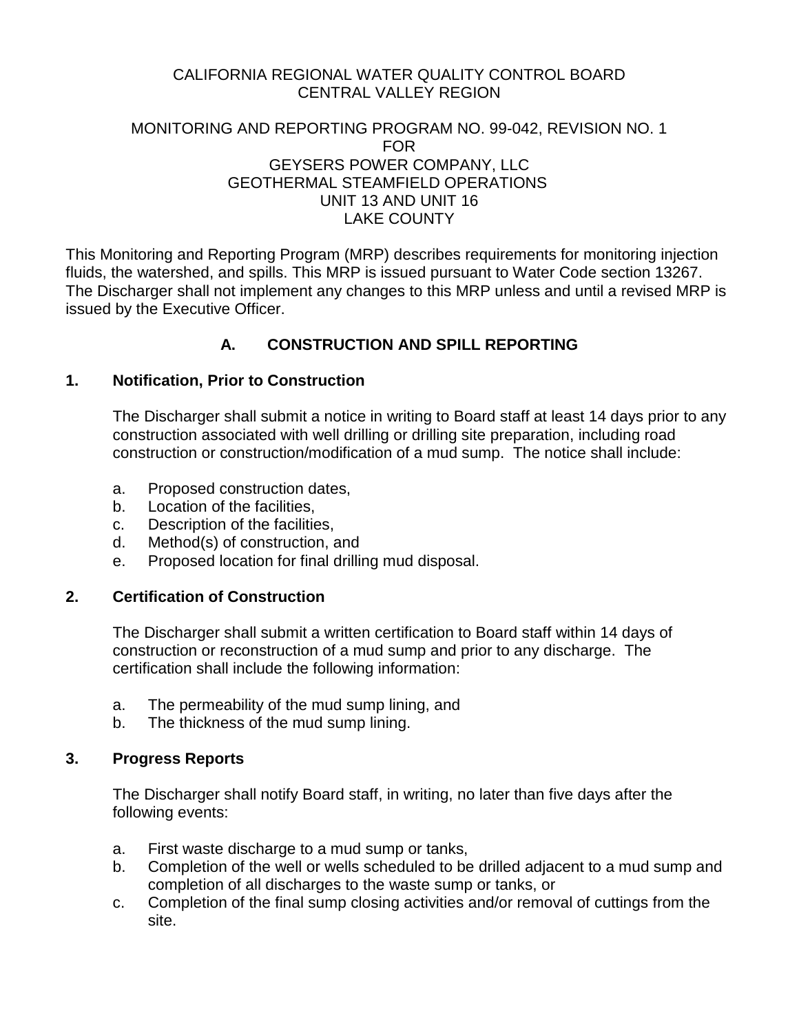CALIFORNIA REGIONAL WATER QUALITY CONTROL BOARD
CENTRAL VALLEY REGION

MONITORING AND REPORTING PROGRAM NO. 99-042, REVISION NO. 1
FOR
GEYSERS POWER COMPANY, LLC
GEOTHERMAL STEAMFIELD OPERATIONS
UNIT 13 AND UNIT 16
LAKE COUNTY

This Monitoring and Reporting Program (MRP) describes requirements for monitoring injection fluids, the watershed, and spills. This MRP is issued pursuant to Water Code section 13267. The Discharger shall not implement any changes to this MRP unless and until a revised MRP is issued by the Executive Officer.

## A. CONSTRUCTION AND SPILL REPORTING

### 1. Notification, Prior to Construction

The Discharger shall submit a notice in writing to Board staff at least 14 days prior to any construction associated with well drilling or drilling site preparation, including road construction or construction/modification of a mud sump. The notice shall include:

a. Proposed construction dates,
b. Location of the facilities,
c. Description of the facilities,
d. Method(s) of construction, and
e. Proposed location for final drilling mud disposal.

### 2. Certification of Construction

The Discharger shall submit a written certification to Board staff within 14 days of construction or reconstruction of a mud sump and prior to any discharge. The certification shall include the following information:

a. The permeability of the mud sump lining, and
b. The thickness of the mud sump lining.

### 3. Progress Reports

The Discharger shall notify Board staff, in writing, no later than five days after the following events:

a. First waste discharge to a mud sump or tanks,
b. Completion of the well or wells scheduled to be drilled adjacent to a mud sump and completion of all discharges to the waste sump or tanks, or
c. Completion of the final sump closing activities and/or removal of cuttings from the site.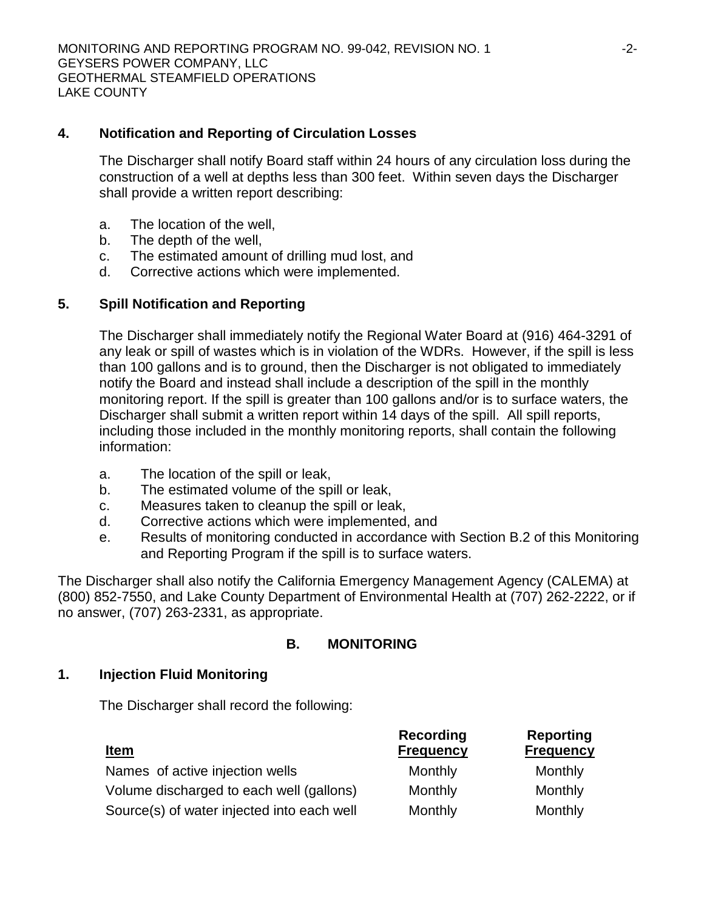## 4. Notification and Reporting of Circulation Losses

The Discharger shall notify Board staff within 24 hours of any circulation loss during the construction of a well at depths less than 300 feet. Within seven days the Discharger shall provide a written report describing:

a. The location of the well,
b. The depth of the well,
c. The estimated amount of drilling mud lost, and
d. Corrective actions which were implemented.

## 5. Spill Notification and Reporting

The Discharger shall immediately notify the Regional Water Board at (916) 464-3291 of any leak or spill of wastes which is in violation of the WDRs. However, if the spill is less than 100 gallons and is to ground, then the Discharger is not obligated to immediately notify the Board and instead shall include a description of the spill in the monthly monitoring report. If the spill is greater than 100 gallons and/or is to surface waters, the Discharger shall submit a written report within 14 days of the spill. All spill reports, including those included in the monthly monitoring reports, shall contain the following information:

a. The location of the spill or leak,
b. The estimated volume of the spill or leak,
c. Measures taken to cleanup the spill or leak,
d. Corrective actions which were implemented, and
e. Results of monitoring conducted in accordance with Section B.2 of this Monitoring and Reporting Program if the spill is to surface waters.

The Discharger shall also notify the California Emergency Management Agency (CALEMA) at (800) 852-7550, and Lake County Department of Environmental Health at (707) 262-2222, or if no answer, (707) 263-2331, as appropriate.

# B. MONITORING

## 1. Injection Fluid Monitoring

The Discharger shall record the following:

| Item | Recording Frequency | Reporting Frequency |
|---|---|---|
| Names of active injection wells | Monthly | Monthly |
| Volume discharged to each well (gallons) | Monthly | Monthly |
| Source(s) of water injected into each well | Monthly | Monthly |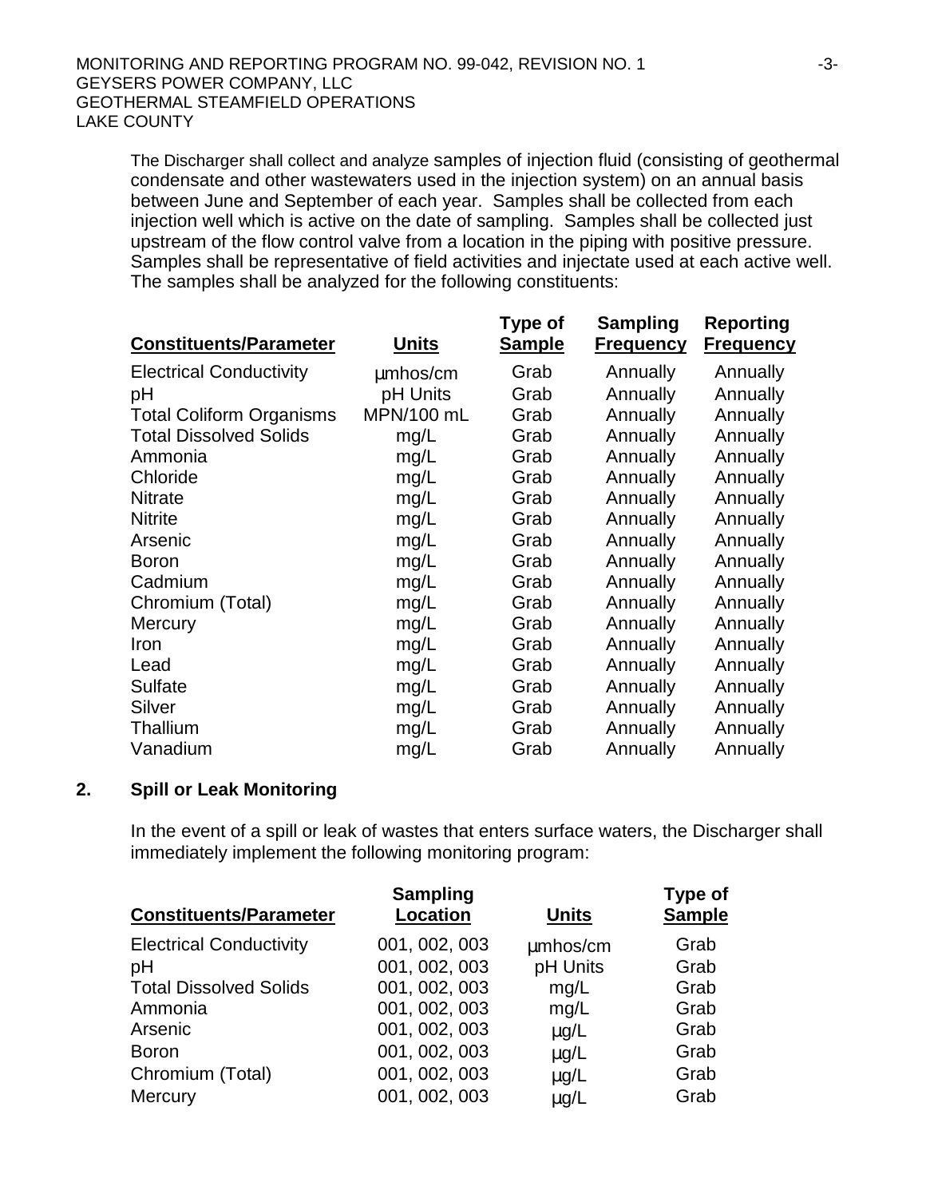The Discharger shall collect and analyze samples of injection fluid (consisting of geothermal condensate and other wastewaters used in the injection system) on an annual basis between June and September of each year. Samples shall be collected from each injection well which is active on the date of sampling. Samples shall be collected just upstream of the flow control valve from a location in the piping with positive pressure. Samples shall be representative of field activities and injectate used at each active well. The samples shall be analyzed for the following constituents:

| Constituents/Parameter | Units | Type of Sample | Sampling Frequency | Reporting Frequency |
|---|---|---|---|---|
| Electrical Conductivity | µmhos/cm | Grab | Annually | Annually |
| pH | pH Units | Grab | Annually | Annually |
| Total Coliform Organisms | MPN/100 mL | Grab | Annually | Annually |
| Total Dissolved Solids | mg/L | Grab | Annually | Annually |
| Ammonia | mg/L | Grab | Annually | Annually |
| Chloride | mg/L | Grab | Annually | Annually |
| Nitrate | mg/L | Grab | Annually | Annually |
| Nitrite | mg/L | Grab | Annually | Annually |
| Arsenic | mg/L | Grab | Annually | Annually |
| Boron | mg/L | Grab | Annually | Annually |
| Cadmium | mg/L | Grab | Annually | Annually |
| Chromium (Total) | mg/L | Grab | Annually | Annually |
| Mercury | mg/L | Grab | Annually | Annually |
| Iron | mg/L | Grab | Annually | Annually |
| Lead | mg/L | Grab | Annually | Annually |
| Sulfate | mg/L | Grab | Annually | Annually |
| Silver | mg/L | Grab | Annually | Annually |
| Thallium | mg/L | Grab | Annually | Annually |
| Vanadium | mg/L | Grab | Annually | Annually |

## 2. Spill or Leak Monitoring

In the event of a spill or leak of wastes that enters surface waters, the Discharger shall immediately implement the following monitoring program:

| Constituents/Parameter | Sampling Location | Units | Type of Sample |
|---|---|---|---|
| Electrical Conductivity | 001, 002, 003 | µmhos/cm | Grab |
| pH | 001, 002, 003 | pH Units | Grab |
| Total Dissolved Solids | 001, 002, 003 | mg/L | Grab |
| Ammonia | 001, 002, 003 | mg/L | Grab |
| Arsenic | 001, 002, 003 | µg/L | Grab |
| Boron | 001, 002, 003 | µg/L | Grab |
| Chromium (Total) | 001, 002, 003 | µg/L | Grab |
| Mercury | 001, 002, 003 | µg/L | Grab |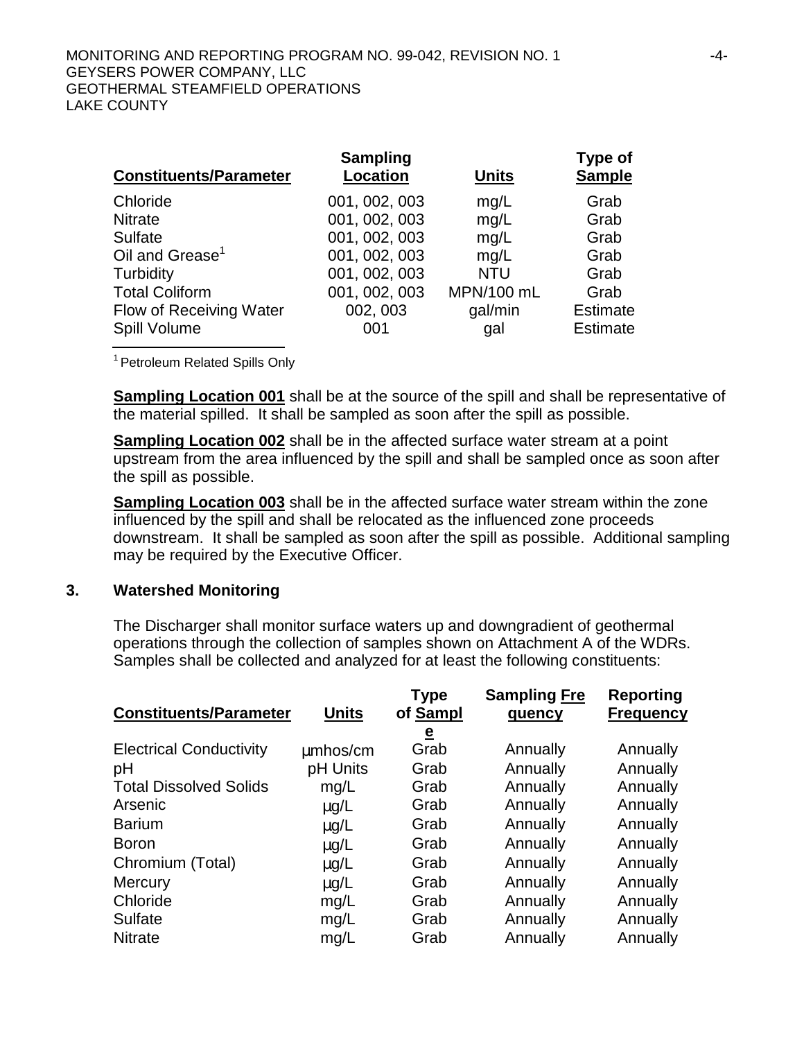| Constituents/Parameter | Sampling Location | Units | Type of Sample |
|---|---|---|---|
| Chloride | 001, 002, 003 | mg/L | Grab |
| Nitrate | 001, 002, 003 | mg/L | Grab |
| Sulfate | 001, 002, 003 | mg/L | Grab |
| Oil and Grease[1] | 001, 002, 003 | mg/L | Grab |
| Turbidity | 001, 002, 003 | NTU | Grab |
| Total Coliform | 001, 002, 003 | MPN/100 mL | Grab |
| Flow of Receiving Water | 002, 003 | gal/min | Estimate |
| Spill Volume | 001 | gal | Estimate |

[1] Petroleum Related Spills Only

**Sampling Location 001** shall be at the source of the spill and shall be representative of the material spilled. It shall be sampled as soon after the spill as possible.

**Sampling Location 002** shall be in the affected surface water stream at a point upstream from the area influenced by the spill and shall be sampled once as soon after the spill as possible.

**Sampling Location 003** shall be in the affected surface water stream within the zone influenced by the spill and shall be relocated as the influenced zone proceeds downstream. It shall be sampled as soon after the spill as possible. Additional sampling may be required by the Executive Officer.

### 3. Watershed Monitoring

The Discharger shall monitor surface waters up and downgradient of geothermal operations through the collection of samples shown on Attachment A of the WDRs. Samples shall be collected and analyzed for at least the following constituents:

| Constituents/Parameter | Units | Type of Sample | Sampling Frequency | Reporting Frequency |
|---|---|---|---|---|
| Electrical Conductivity | µmhos/cm | Grab | Annually | Annually |
| pH | pH Units | Grab | Annually | Annually |
| Total Dissolved Solids | mg/L | Grab | Annually | Annually |
| Arsenic | µg/L | Grab | Annually | Annually |
| Barium | µg/L | Grab | Annually | Annually |
| Boron | µg/L | Grab | Annually | Annually |
| Chromium (Total) | µg/L | Grab | Annually | Annually |
| Mercury | µg/L | Grab | Annually | Annually |
| Chloride | mg/L | Grab | Annually | Annually |
| Sulfate | mg/L | Grab | Annually | Annually |
| Nitrate | mg/L | Grab | Annually | Annually |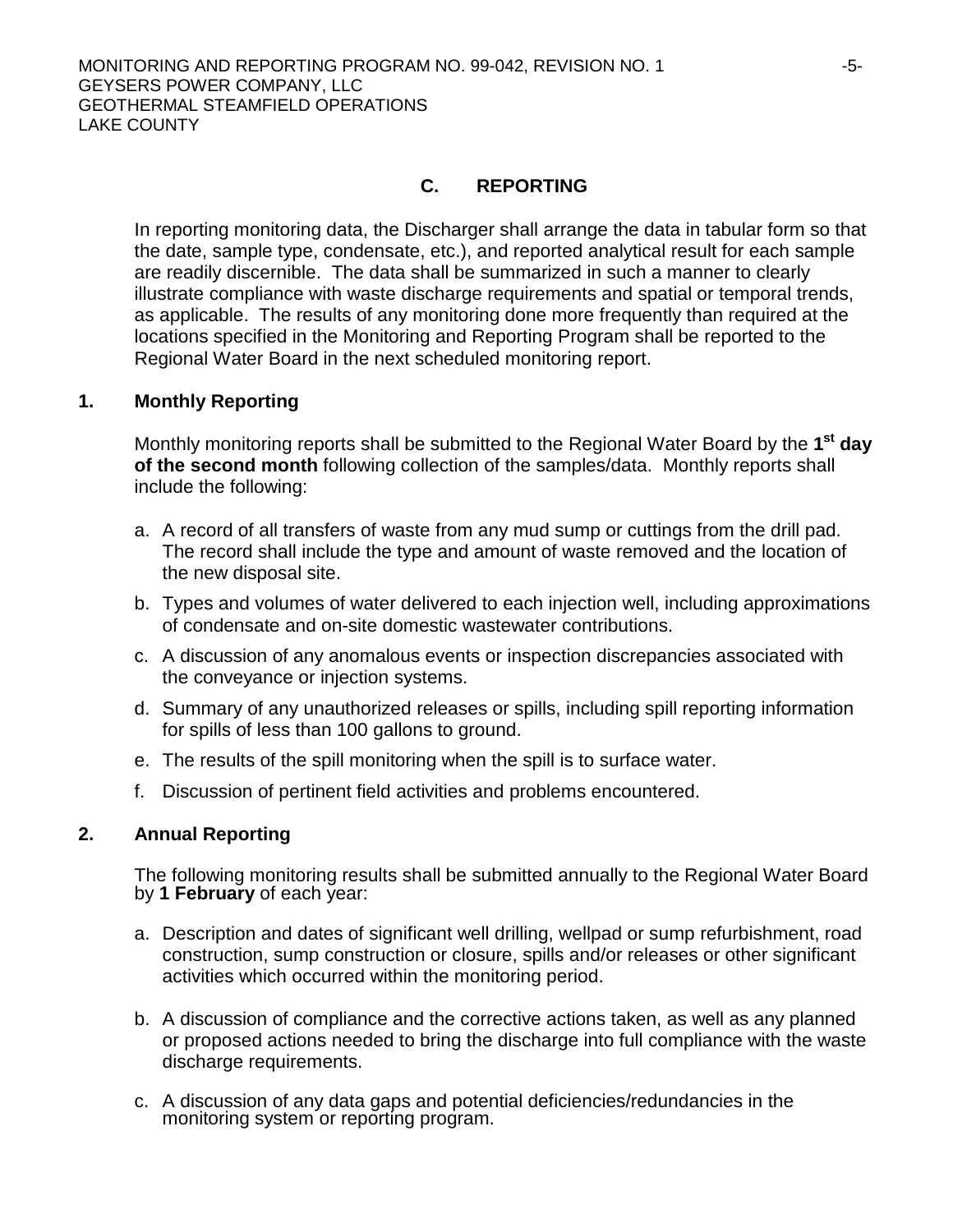## C. REPORTING

In reporting monitoring data, the Discharger shall arrange the data in tabular form so that the date, sample type, condensate, etc.), and reported analytical result for each sample are readily discernible. The data shall be summarized in such a manner to clearly illustrate compliance with waste discharge requirements and spatial or temporal trends, as applicable. The results of any monitoring done more frequently than required at the locations specified in the Monitoring and Reporting Program shall be reported to the Regional Water Board in the next scheduled monitoring report.

### 1. Monthly Reporting

Monthly monitoring reports shall be submitted to the Regional Water Board by the **1st day of the second month** following collection of the samples/data. Monthly reports shall include the following:

a. A record of all transfers of waste from any mud sump or cuttings from the drill pad. The record shall include the type and amount of waste removed and the location of the new disposal site.

b. Types and volumes of water delivered to each injection well, including approximations of condensate and on-site domestic wastewater contributions.

c. A discussion of any anomalous events or inspection discrepancies associated with the conveyance or injection systems.

d. Summary of any unauthorized releases or spills, including spill reporting information for spills of less than 100 gallons to ground.

e. The results of the spill monitoring when the spill is to surface water.

f. Discussion of pertinent field activities and problems encountered.

### 2. Annual Reporting

The following monitoring results shall be submitted annually to the Regional Water Board by **1 February** of each year:

a. Description and dates of significant well drilling, wellpad or sump refurbishment, road construction, sump construction or closure, spills and/or releases or other significant activities which occurred within the monitoring period.

b. A discussion of compliance and the corrective actions taken, as well as any planned or proposed actions needed to bring the discharge into full compliance with the waste discharge requirements.

c. A discussion of any data gaps and potential deficiencies/redundancies in the monitoring system or reporting program.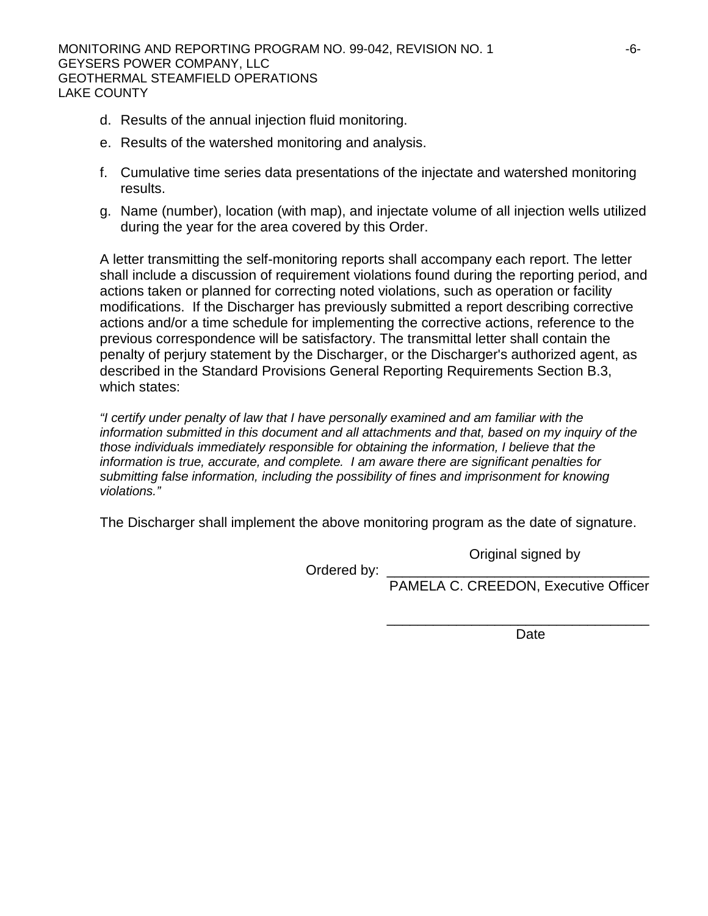d. Results of the annual injection fluid monitoring.

e. Results of the watershed monitoring and analysis.

f. Cumulative time series data presentations of the injectate and watershed monitoring results.

g. Name (number), location (with map), and injectate volume of all injection wells utilized during the year for the area covered by this Order.

A letter transmitting the self-monitoring reports shall accompany each report. The letter shall include a discussion of requirement violations found during the reporting period, and actions taken or planned for correcting noted violations, such as operation or facility modifications. If the Discharger has previously submitted a report describing corrective actions and/or a time schedule for implementing the corrective actions, reference to the previous correspondence will be satisfactory. The transmittal letter shall contain the penalty of perjury statement by the Discharger, or the Discharger's authorized agent, as described in the Standard Provisions General Reporting Requirements Section B.3, which states:

*"I certify under penalty of law that I have personally examined and am familiar with the information submitted in this document and all attachments and that, based on my inquiry of the those individuals immediately responsible for obtaining the information, I believe that the information is true, accurate, and complete. I am aware there are significant penalties for submitting false information, including the possibility of fines and imprisonment for knowing violations."*

The Discharger shall implement the above monitoring program as the date of signature.

Original signed by

Ordered by: ______________________________
PAMELA C. CREEDON, Executive Officer

______________________________
Date